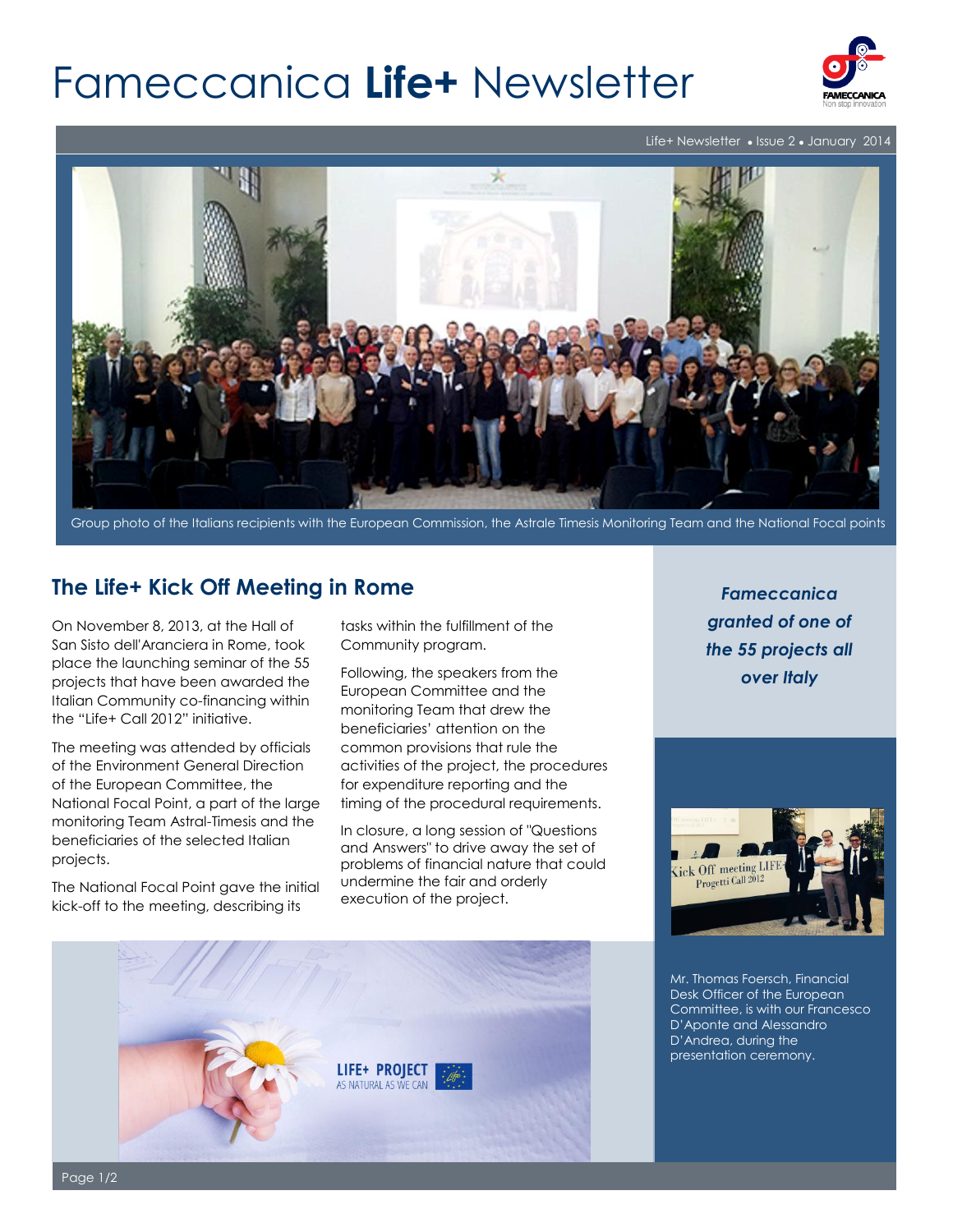# Fameccanica **Life+** Newsletter

Life+ Newsletter • Issue 2 • January 2014

Group photo of the Italians recipients with the European Commission, the Astrale Timesis Monitoring Team and the National Focal points

## The Life+ Kick Off Meeting in Rome

On November 8, 2013, at the Hall of San Sisto dell'Aranciera in Rome, took place the launching seminar of the 55 projects that have been awarded the Italian Community co-financing within the "Life+ Call 2012" initiative.

The meeting was attended by officials of the Environment General Direction of the European Committee, the National Focal Point, a part of the large monitoring Team Astral-Timesis and the beneficiaries of the selected Italian projects.

The National Focal Point gave the initial kick-off to the meeting, describing its tasks within the fulfillment of the Community program.

Following, the speakers from the European Committee and the monitoring Team that drew the beneficiaries' attention on the common provisions that rule the activities of the project, the procedures for expenditure reporting and the timing of the procedural requirements.

In closure, a long session of "Questions and Answers" to drive away the set of problems of financial nature that could undermine the fair and orderly execution of the project.

***Fameccanica granted of one of the 55 projects all over Italy***

Mr. Thomas Foersch, Financial Desk Officer of the European Committee, is with our Francesco D'Aponte and Alessandro D'Andrea, during the presentation ceremony.

LIFE+ PROJECT
AS NATURAL AS WE CAN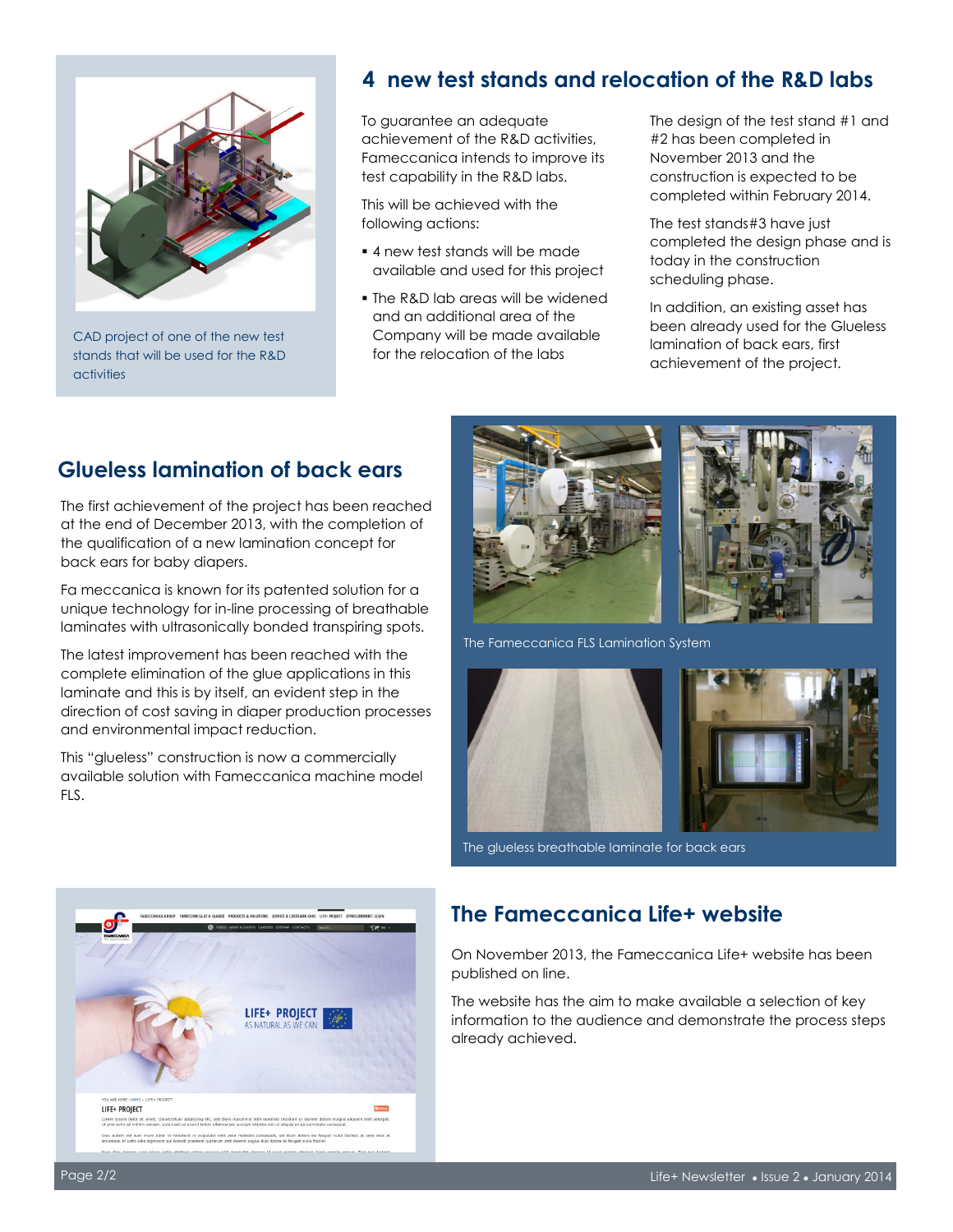## 4 new test stands and relocation of the R&D labs

CAD project of one of the new test stands that will be used for the R&D activities

To guarantee an adequate achievement of the R&D activities, Fameccanica intends to improve its test capability in the R&D labs.

This will be achieved with the following actions:

- 4 new test stands will be made available and used for this project
- The R&D lab areas will be widened and an additional area of the Company will be made available for the relocation of the labs

The design of the test stand #1 and #2 has been completed in November 2013 and the construction is expected to be completed within February 2014.

The test stands#3 have just completed the design phase and is today in the construction scheduling phase.

In addition, an existing asset has been already used for the Glueless lamination of back ears, first achievement of the project.

## Glueless lamination of back ears

The first achievement of the project has been reached at the end of December 2013, with the completion of the qualification of a new lamination concept for back ears for baby diapers.

Fa meccanica is known for its patented solution for a unique technology for in-line processing of breathable laminates with ultrasonically bonded transpiring spots.

The latest improvement has been reached with the complete elimination of the glue applications in this laminate and this is by itself, an evident step in the direction of cost saving in diaper production processes and environmental impact reduction.

This "glueless" construction is now a commercially available solution with Fameccanica machine model FLS.

The Fameccanica FLS Lamination System

The glueless breathable laminate for back ears

## The Fameccanica Life+ website

On November 2013, the Fameccanica Life+ website has been published on line.

The website has the aim to make available a selection of key information to the audience and demonstrate the process steps already achieved.